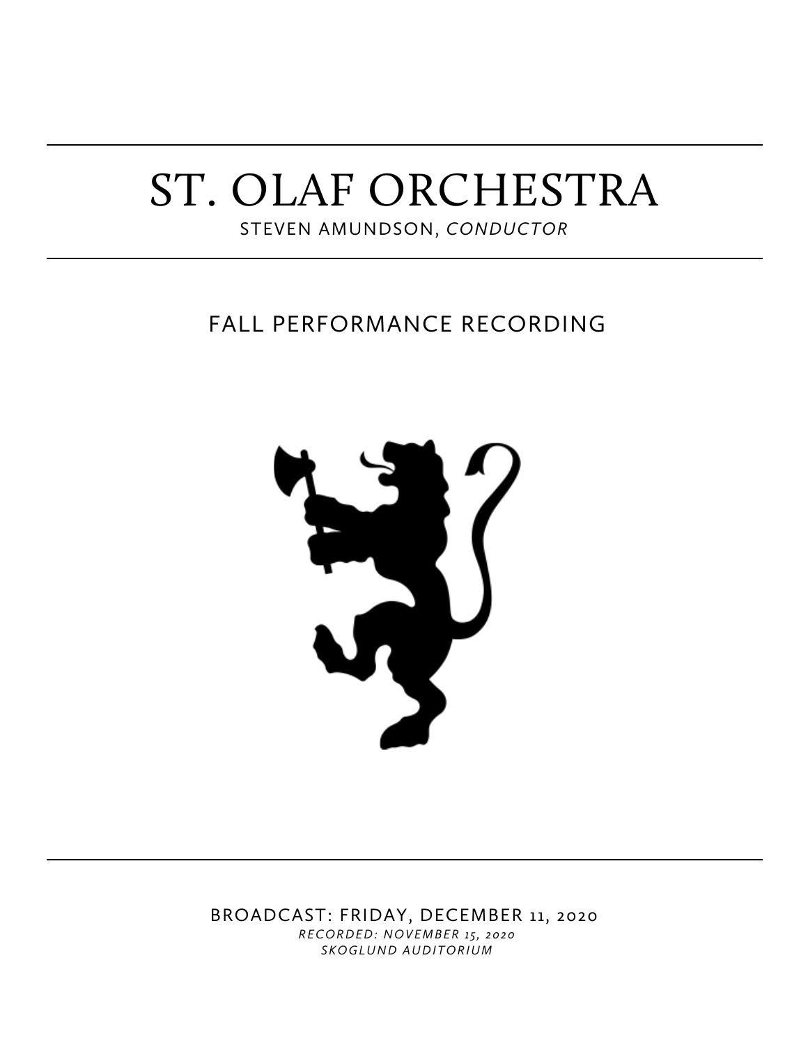# ST. OLAF ORCHESTRA

STEVEN AMUNDSON, *CONDUCTOR*

## FALL PERFORMANCE RECORDING

BROADCAST: FRIDAY, DECEMBER 11, 2020

*RECORDED: NOVEMBER 15, 2020*

*SKOGLUND AUDITORIUM*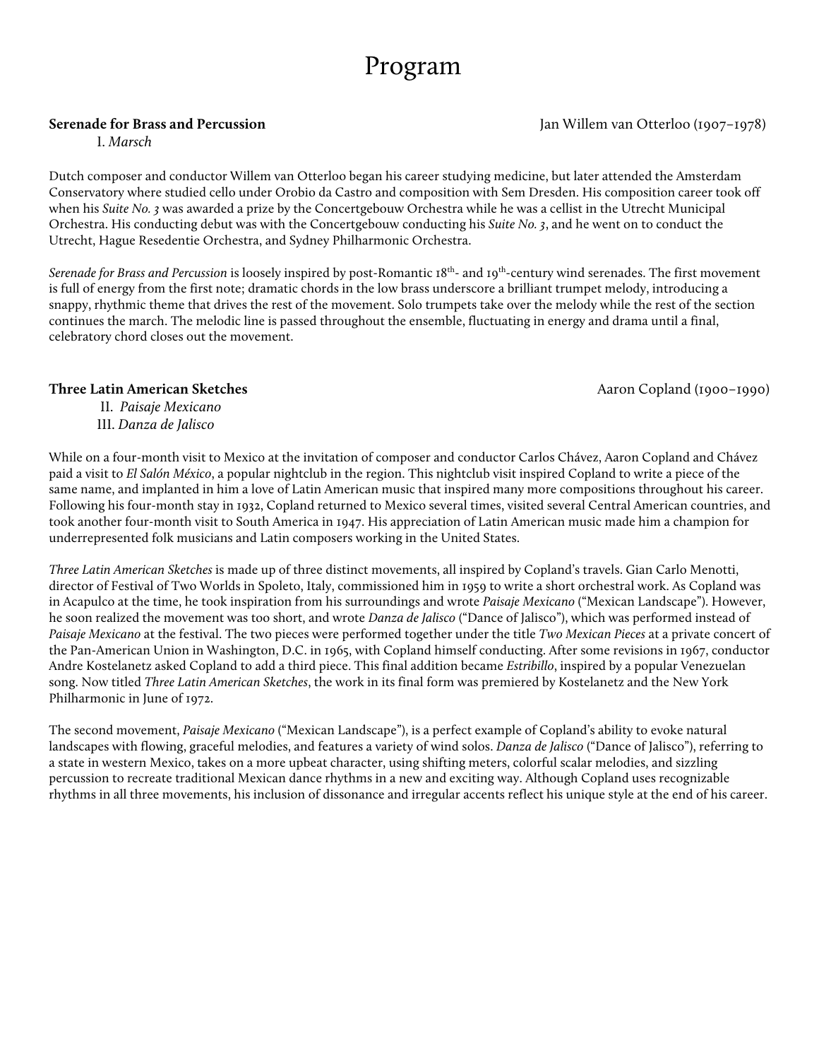# Program

**Serenade for Brass and Percussion** Jan Willem van Otterloo (1907–1978)

I. *Marsch*

Dutch composer and conductor Willem van Otterloo began his career studying medicine, but later attended the Amsterdam Conservatory where studied cello under Orobio da Castro and composition with Sem Dresden. His composition career took off when his *Suite No. 3* was awarded a prize by the Concertgebouw Orchestra while he was a cellist in the Utrecht Municipal Orchestra. His conducting debut was with the Concertgebouw conducting his *Suite No. 3*, and he went on to conduct the Utrecht, Hague Resedentie Orchestra, and Sydney Philharmonic Orchestra.

*Serenade for Brass and Percussion* is loosely inspired by post-Romantic 18th- and 19th-century wind serenades. The first movement is full of energy from the first note; dramatic chords in the low brass underscore a brilliant trumpet melody, introducing a snappy, rhythmic theme that drives the rest of the movement. Solo trumpets take over the melody while the rest of the section continues the march. The melodic line is passed throughout the ensemble, fluctuating in energy and drama until a final, celebratory chord closes out the movement.

**Three Latin American Sketches** Aaron Copland (1900–1990)

II. *Paisaje Mexicano*
III. *Danza de Jalisco*

While on a four-month visit to Mexico at the invitation of composer and conductor Carlos Chávez, Aaron Copland and Chávez paid a visit to *El Salón México*, a popular nightclub in the region. This nightclub visit inspired Copland to write a piece of the same name, and implanted in him a love of Latin American music that inspired many more compositions throughout his career. Following his four-month stay in 1932, Copland returned to Mexico several times, visited several Central American countries, and took another four-month visit to South America in 1947. His appreciation of Latin American music made him a champion for underrepresented folk musicians and Latin composers working in the United States.

*Three Latin American Sketches* is made up of three distinct movements, all inspired by Copland's travels. Gian Carlo Menotti, director of Festival of Two Worlds in Spoleto, Italy, commissioned him in 1959 to write a short orchestral work. As Copland was in Acapulco at the time, he took inspiration from his surroundings and wrote *Paisaje Mexicano* ("Mexican Landscape"). However, he soon realized the movement was too short, and wrote *Danza de Jalisco* ("Dance of Jalisco"), which was performed instead of *Paisaje Mexicano* at the festival. The two pieces were performed together under the title *Two Mexican Pieces* at a private concert of the Pan-American Union in Washington, D.C. in 1965, with Copland himself conducting. After some revisions in 1967, conductor Andre Kostelanetz asked Copland to add a third piece. This final addition became *Estribillo*, inspired by a popular Venezuelan song. Now titled *Three Latin American Sketches*, the work in its final form was premiered by Kostelanetz and the New York Philharmonic in June of 1972.

The second movement, *Paisaje Mexicano* ("Mexican Landscape"), is a perfect example of Copland's ability to evoke natural landscapes with flowing, graceful melodies, and features a variety of wind solos. *Danza de Jalisco* ("Dance of Jalisco"), referring to a state in western Mexico, takes on a more upbeat character, using shifting meters, colorful scalar melodies, and sizzling percussion to recreate traditional Mexican dance rhythms in a new and exciting way. Although Copland uses recognizable rhythms in all three movements, his inclusion of dissonance and irregular accents reflect his unique style at the end of his career.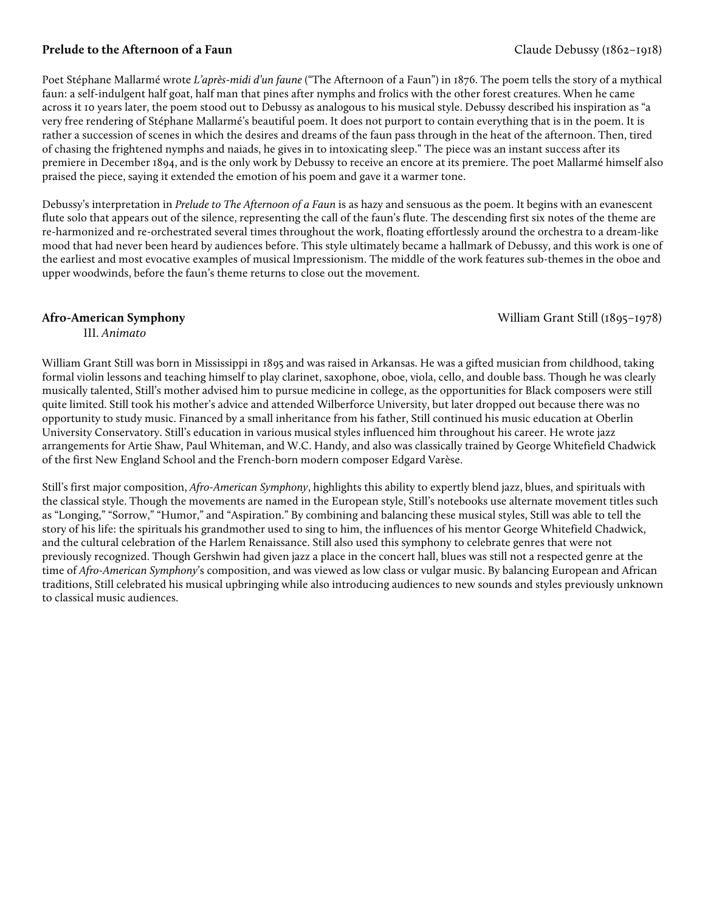## Prelude to the Afternoon of a Faun

Claude Debussy (1862–1918)

Poet Stéphane Mallarmé wrote *L'après-midi d'un faune* ("The Afternoon of a Faun") in 1876. The poem tells the story of a mythical faun: a self-indulgent half goat, half man that pines after nymphs and frolics with the other forest creatures. When he came across it 10 years later, the poem stood out to Debussy as analogous to his musical style. Debussy described his inspiration as "a very free rendering of Stéphane Mallarmé's beautiful poem. It does not purport to contain everything that is in the poem. It is rather a succession of scenes in which the desires and dreams of the faun pass through in the heat of the afternoon. Then, tired of chasing the frightened nymphs and naiads, he gives in to intoxicating sleep." The piece was an instant success after its premiere in December 1894, and is the only work by Debussy to receive an encore at its premiere. The poet Mallarmé himself also praised the piece, saying it extended the emotion of his poem and gave it a warmer tone.

Debussy's interpretation in *Prelude to The Afternoon of a Faun* is as hazy and sensuous as the poem. It begins with an evanescent flute solo that appears out of the silence, representing the call of the faun's flute. The descending first six notes of the theme are re-harmonized and re-orchestrated several times throughout the work, floating effortlessly around the orchestra to a dream-like mood that had never been heard by audiences before. This style ultimately became a hallmark of Debussy, and this work is one of the earliest and most evocative examples of musical Impressionism. The middle of the work features sub-themes in the oboe and upper woodwinds, before the faun's theme returns to close out the movement.

## Afro-American Symphony

William Grant Still (1895–1978)

III. *Animato*

William Grant Still was born in Mississippi in 1895 and was raised in Arkansas. He was a gifted musician from childhood, taking formal violin lessons and teaching himself to play clarinet, saxophone, oboe, viola, cello, and double bass. Though he was clearly musically talented, Still's mother advised him to pursue medicine in college, as the opportunities for Black composers were still quite limited. Still took his mother's advice and attended Wilberforce University, but later dropped out because there was no opportunity to study music. Financed by a small inheritance from his father, Still continued his music education at Oberlin University Conservatory. Still's education in various musical styles influenced him throughout his career. He wrote jazz arrangements for Artie Shaw, Paul Whiteman, and W.C. Handy, and also was classically trained by George Whitefield Chadwick of the first New England School and the French-born modern composer Edgard Varèse.

Still's first major composition, *Afro-American Symphony*, highlights this ability to expertly blend jazz, blues, and spirituals with the classical style. Though the movements are named in the European style, Still's notebooks use alternate movement titles such as "Longing," "Sorrow," "Humor," and "Aspiration." By combining and balancing these musical styles, Still was able to tell the story of his life: the spirituals his grandmother used to sing to him, the influences of his mentor George Whitefield Chadwick, and the cultural celebration of the Harlem Renaissance. Still also used this symphony to celebrate genres that were not previously recognized. Though Gershwin had given jazz a place in the concert hall, blues was still not a respected genre at the time of *Afro-American Symphony*'s composition, and was viewed as low class or vulgar music. By balancing European and African traditions, Still celebrated his musical upbringing while also introducing audiences to new sounds and styles previously unknown to classical music audiences.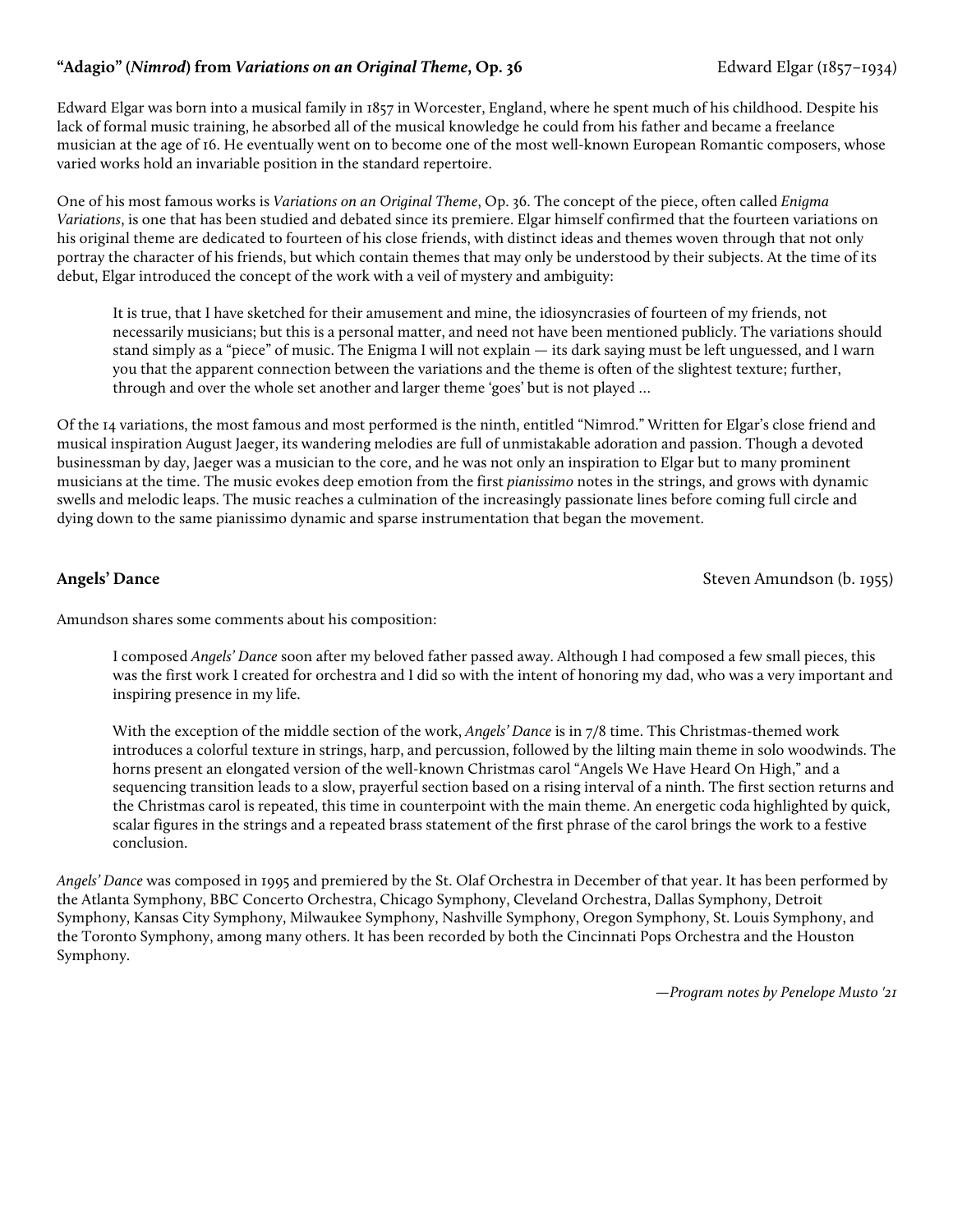**"Adagio" (*Nimrod*) from *Variations on an Original Theme*, Op. 36** Edward Elgar (1857–1934)

Edward Elgar was born into a musical family in 1857 in Worcester, England, where he spent much of his childhood. Despite his lack of formal music training, he absorbed all of the musical knowledge he could from his father and became a freelance musician at the age of 16. He eventually went on to become one of the most well-known European Romantic composers, whose varied works hold an invariable position in the standard repertoire.

One of his most famous works is *Variations on an Original Theme*, Op. 36. The concept of the piece, often called *Enigma Variations*, is one that has been studied and debated since its premiere. Elgar himself confirmed that the fourteen variations on his original theme are dedicated to fourteen of his close friends, with distinct ideas and themes woven through that not only portray the character of his friends, but which contain themes that may only be understood by their subjects. At the time of its debut, Elgar introduced the concept of the work with a veil of mystery and ambiguity:

> It is true, that I have sketched for their amusement and mine, the idiosyncrasies of fourteen of my friends, not necessarily musicians; but this is a personal matter, and need not have been mentioned publicly. The variations should stand simply as a "piece" of music. The Enigma I will not explain — its dark saying must be left unguessed, and I warn you that the apparent connection between the variations and the theme is often of the slightest texture; further, through and over the whole set another and larger theme 'goes' but is not played …

Of the 14 variations, the most famous and most performed is the ninth, entitled "Nimrod." Written for Elgar's close friend and musical inspiration August Jaeger, its wandering melodies are full of unmistakable adoration and passion. Though a devoted businessman by day, Jaeger was a musician to the core, and he was not only an inspiration to Elgar but to many prominent musicians at the time. The music evokes deep emotion from the first *pianissimo* notes in the strings, and grows with dynamic swells and melodic leaps. The music reaches a culmination of the increasingly passionate lines before coming full circle and dying down to the same pianissimo dynamic and sparse instrumentation that began the movement.

**Angels' Dance** Steven Amundson (b. 1955)

Amundson shares some comments about his composition:

> I composed *Angels' Dance* soon after my beloved father passed away. Although I had composed a few small pieces, this was the first work I created for orchestra and I did so with the intent of honoring my dad, who was a very important and inspiring presence in my life.
>
> With the exception of the middle section of the work, *Angels' Dance* is in 7/8 time. This Christmas-themed work introduces a colorful texture in strings, harp, and percussion, followed by the lilting main theme in solo woodwinds. The horns present an elongated version of the well-known Christmas carol "Angels We Have Heard On High," and a sequencing transition leads to a slow, prayerful section based on a rising interval of a ninth. The first section returns and the Christmas carol is repeated, this time in counterpoint with the main theme. An energetic coda highlighted by quick, scalar figures in the strings and a repeated brass statement of the first phrase of the carol brings the work to a festive conclusion.

*Angels' Dance* was composed in 1995 and premiered by the St. Olaf Orchestra in December of that year. It has been performed by the Atlanta Symphony, BBC Concerto Orchestra, Chicago Symphony, Cleveland Orchestra, Dallas Symphony, Detroit Symphony, Kansas City Symphony, Milwaukee Symphony, Nashville Symphony, Oregon Symphony, St. Louis Symphony, and the Toronto Symphony, among many others. It has been recorded by both the Cincinnati Pops Orchestra and the Houston Symphony.

*—Program notes by Penelope Musto '21*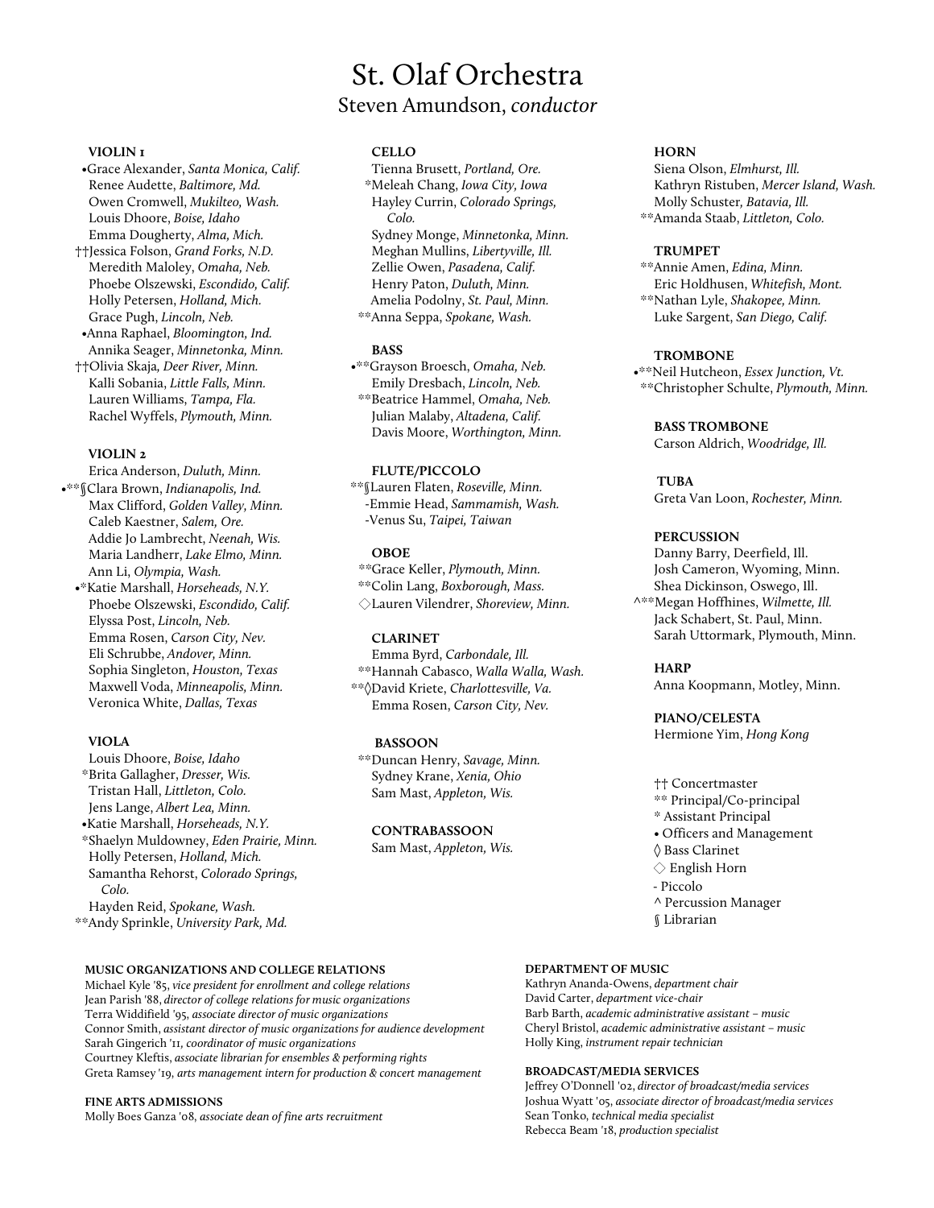# St. Olaf Orchestra

Steven Amundson, *conductor*

### VIOLIN 1

•Grace Alexander, *Santa Monica, Calif.*
Renee Audette, *Baltimore, Md.*
Owen Cromwell, *Mukilteo, Wash.*
Louis Dhoore, *Boise, Idaho*
Emma Dougherty, *Alma, Mich.*
††Jessica Folson, *Grand Forks, N.D.*
Meredith Maloley, *Omaha, Neb.*
Phoebe Olszewski, *Escondido, Calif.*
Holly Petersen, *Holland, Mich.*
Grace Pugh, *Lincoln, Neb.*
•Anna Raphael, *Bloomington, Ind.*
Annika Seager, *Minnetonka, Minn.*
††Olivia Skaja, *Deer River, Minn.*
Kalli Sobania, *Little Falls, Minn.*
Lauren Williams, *Tampa, Fla.*
Rachel Wyffels, *Plymouth, Minn.*

### VIOLIN 2

Erica Anderson, *Duluth, Minn.*
•**§Clara Brown, *Indianapolis, Ind.*
Max Clifford, *Golden Valley, Minn.*
Caleb Kaestner, *Salem, Ore.*
Addie Jo Lambrecht, *Neenah, Wis.*
Maria Landherr, *Lake Elmo, Minn.*
Ann Li, *Olympia, Wash.*
•*Katie Marshall, *Horseheads, N.Y.*
Phoebe Olszewski, *Escondido, Calif.*
Elyssa Post, *Lincoln, Neb.*
Emma Rosen, *Carson City, Nev.*
Eli Schrubbe, *Andover, Minn.*
Sophia Singleton, *Houston, Texas*
Maxwell Voda, *Minneapolis, Minn.*
Veronica White, *Dallas, Texas*

### VIOLA

Louis Dhoore, *Boise, Idaho*
*Brita Gallagher, *Dresser, Wis.*
Tristan Hall, *Littleton, Colo.*
Jens Lange, *Albert Lea, Minn.*
•Katie Marshall, *Horseheads, N.Y.*
*Shaelyn Muldowney, *Eden Prairie, Minn.*
Holly Petersen, *Holland, Mich.*
Samantha Rehorst, *Colorado Springs, Colo.*
Hayden Reid, *Spokane, Wash.*
**Andy Sprinkle, *University Park, Md.*

### CELLO

Tienna Brusett, *Portland, Ore.*
*Meleah Chang, *Iowa City, Iowa*
Hayley Currin, *Colorado Springs, Colo.*
Sydney Monge, *Minnetonka, Minn.*
Meghan Mullins, *Libertyville, Ill.*
Zellie Owen, *Pasadena, Calif.*
Henry Paton, *Duluth, Minn.*
Amelia Podolny, *St. Paul, Minn.*
**Anna Seppa, *Spokane, Wash.*

### BASS

•**Grayson Broesch, *Omaha, Neb.*
Emily Dresbach, *Lincoln, Neb.*
**Beatrice Hammel, *Omaha, Neb.*
Julian Malaby, *Altadena, Calif.*
Davis Moore, *Worthington, Minn.*

### FLUTE/PICCOLO

**§Lauren Flaten, *Roseville, Minn.*
-Emmie Head, *Sammamish, Wash.*
-Venus Su, *Taipei, Taiwan*

### OBOE

**Grace Keller, *Plymouth, Minn.*
**Colin Lang, *Boxborough, Mass.*
◇Lauren Vilendrer, *Shoreview, Minn.*

### CLARINET

Emma Byrd, *Carbondale, Ill.*
**Hannah Cabasco, *Walla Walla, Wash.*
**◊David Kriete, *Charlottesville, Va.*
Emma Rosen, *Carson City, Nev.*

### BASSOON

**Duncan Henry, *Savage, Minn.*
Sydney Krane, *Xenia, Ohio*
Sam Mast, *Appleton, Wis.*

### CONTRABASSOON

Sam Mast, *Appleton, Wis.*

### HORN

Siena Olson, *Elmhurst, Ill.*
Kathryn Ristuben, *Mercer Island, Wash.*
Molly Schuster, *Batavia, Ill.*
**Amanda Staab, *Littleton, Colo.*

### TRUMPET

**Annie Amen, *Edina, Minn.*
Eric Holdhusen, *Whitefish, Mont.*
**Nathan Lyle, *Shakopee, Minn.*
Luke Sargent, *San Diego, Calif.*

### TROMBONE

•**Neil Hutcheon, *Essex Junction, Vt.*
**Christopher Schulte, *Plymouth, Minn.*

### BASS TROMBONE

Carson Aldrich, *Woodridge, Ill.*

### TUBA

Greta Van Loon, *Rochester, Minn.*

### PERCUSSION

Danny Barry, Deerfield, Ill.
Josh Cameron, Wyoming, Minn.
Shea Dickinson, Oswego, Ill.
^**Megan Hoffhines, *Wilmette, Ill.*
Jack Schabert, St. Paul, Minn.
Sarah Uttormark, Plymouth, Minn.

### HARP

Anna Koopmann, Motley, Minn.

### PIANO/CELESTA

Hermione Yim, *Hong Kong*

†† Concertmaster
** Principal/Co-principal
* Assistant Principal
• Officers and Management
◊ Bass Clarinet
◇ English Horn
- Piccolo
^ Percussion Manager
§ Librarian

#### MUSIC ORGANIZATIONS AND COLLEGE RELATIONS

Michael Kyle '85, *vice president for enrollment and college relations*
Jean Parish '88, *director of college relations for music organizations*
Terra Widdifield '95, *associate director of music organizations*
Connor Smith, *assistant director of music organizations for audience development*
Sarah Gingerich '11, *coordinator of music organizations*
Courtney Kleftis, *associate librarian for ensembles & performing rights*
Greta Ramsey '19, *arts management intern for production & concert management*

#### FINE ARTS ADMISSIONS

Molly Boes Ganza '08, *associate dean of fine arts recruitment*

#### DEPARTMENT OF MUSIC

Kathryn Ananda-Owens, *department chair*
David Carter, *department vice-chair*
Barb Barth, *academic administrative assistant – music*
Cheryl Bristol, *academic administrative assistant – music*
Holly King, *instrument repair technician*

#### BROADCAST/MEDIA SERVICES

Jeffrey O'Donnell '02, *director of broadcast/media services*
Joshua Wyatt '05, *associate director of broadcast/media services*
Sean Tonko, *technical media specialist*
Rebecca Beam '18, *production specialist*